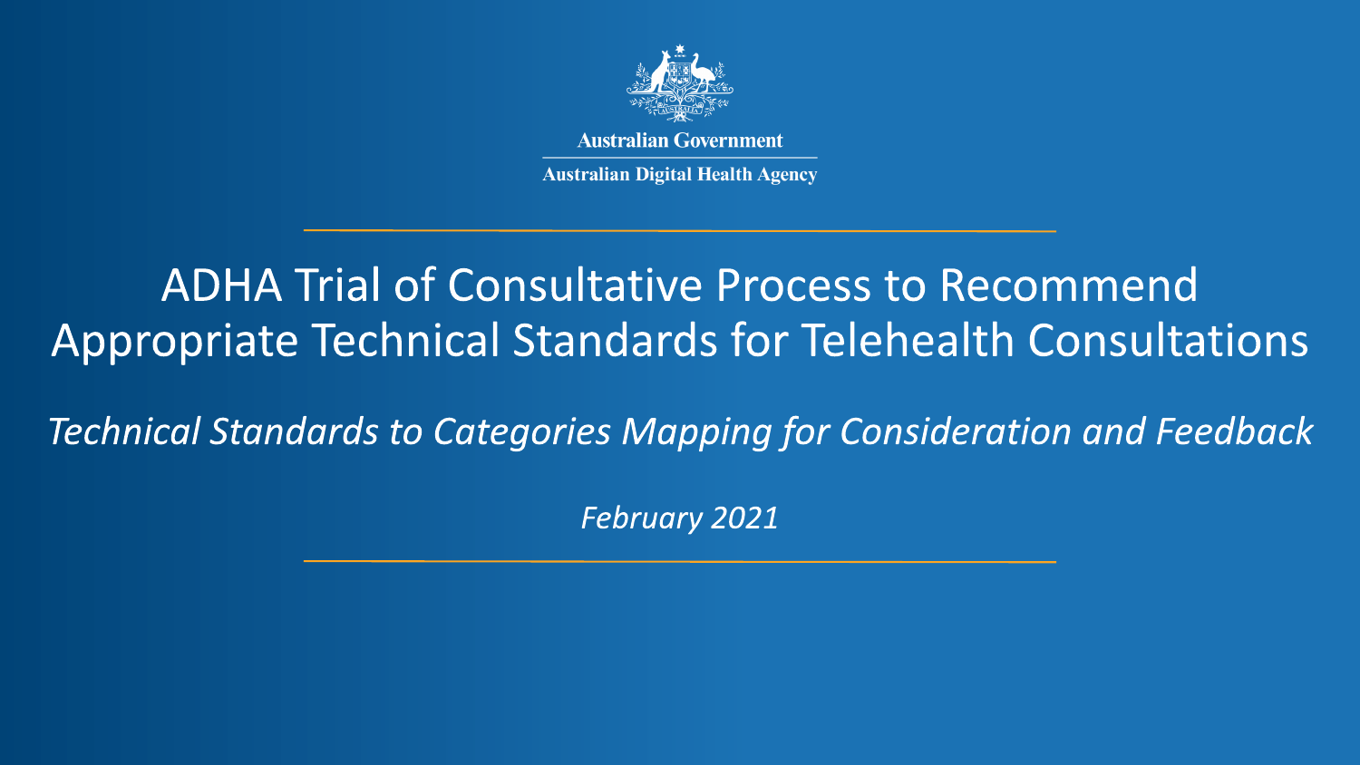Australian Government

Australian Digital Health Agency

# ADHA Trial of Consultative Process to Recommend Appropriate Technical Standards for Telehealth Consultations

*Technical Standards to Categories Mapping for Consideration and Feedback*

*February 2021*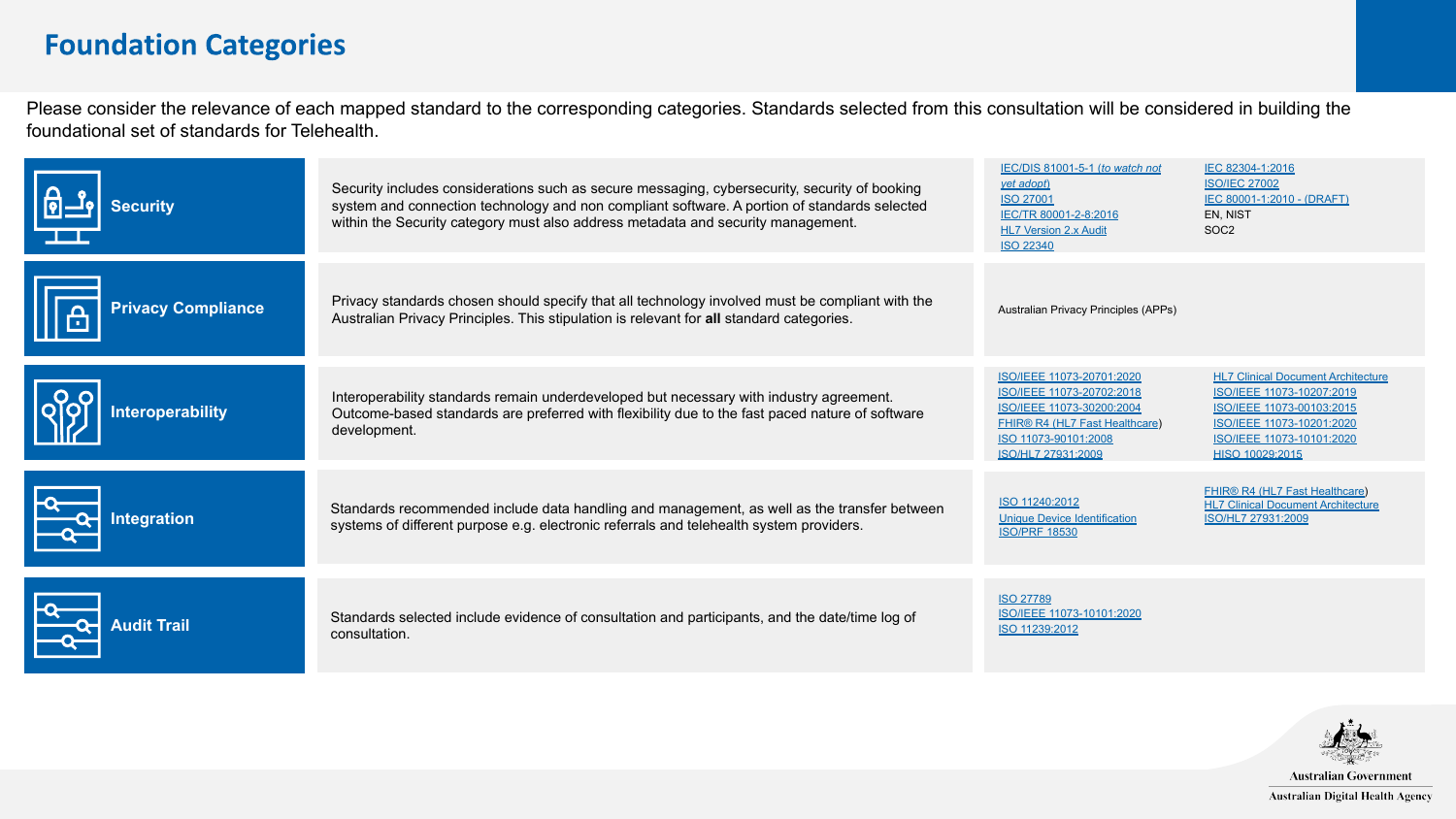# Foundation Categories

Please consider the relevance of each mapped standard to the corresponding categories. Standards selected from this consultation will be considered in building the foundational set of standards for Telehealth.

| Category | Description | Mapped Standards |
| --- | --- | --- |
| **Security** | Security includes considerations such as secure messaging, cybersecurity, security of booking system and connection technology and non compliant software. A portion of standards selected within the Security category must also address metadata and security management. | IEC/DIS 81001-5-1 (*to watch not yet adopt*)<br>ISO 27001<br>IEC/TR 80001-2-8:2016<br>HL7 Version 2.x Audit<br>ISO 22340<br>IEC 82304-1:2016<br>ISO/IEC 27002<br>IEC 80001-1:2010 - (DRAFT)<br>EN, NIST<br>SOC2 |
| **Privacy Compliance** | Privacy standards chosen should specify that all technology involved must be compliant with the Australian Privacy Principles. This stipulation is relevant for **all** standard categories. | Australian Privacy Principles (APPs) |
| **Interoperability** | Interoperability standards remain underdeveloped but necessary with industry agreement. Outcome-based standards are preferred with flexibility due to the fast paced nature of software development. | ISO/IEEE 11073-20701:2020<br>ISO/IEEE 11073-20702:2018<br>ISO/IEEE 11073-30200:2004<br>FHIR® R4 (HL7 Fast Healthcare)<br>ISO 11073-90101:2008<br>ISO/HL7 27931:2009<br>HL7 Clinical Document Architecture<br>ISO/IEEE 11073-10207:2019<br>ISO/IEEE 11073-00103:2015<br>ISO/IEEE 11073-10201:2020<br>ISO/IEEE 11073-10101:2020<br>HISO 10029:2015 |
| **Integration** | Standards recommended include data handling and management, as well as the transfer between systems of different purpose e.g. electronic referrals and telehealth system providers. | ISO 11240:2012<br>Unique Device Identification<br>ISO/PRF 18530<br>FHIR® R4 (HL7 Fast Healthcare)<br>HL7 Clinical Document Architecture<br>ISO/HL7 27931:2009 |
| **Audit Trail** | Standards selected include evidence of consultation and participants, and the date/time log of consultation. | ISO 27789<br>ISO/IEEE 11073-10101:2020<br>ISO 11239:2012 |

Australian Government
Australian Digital Health Agency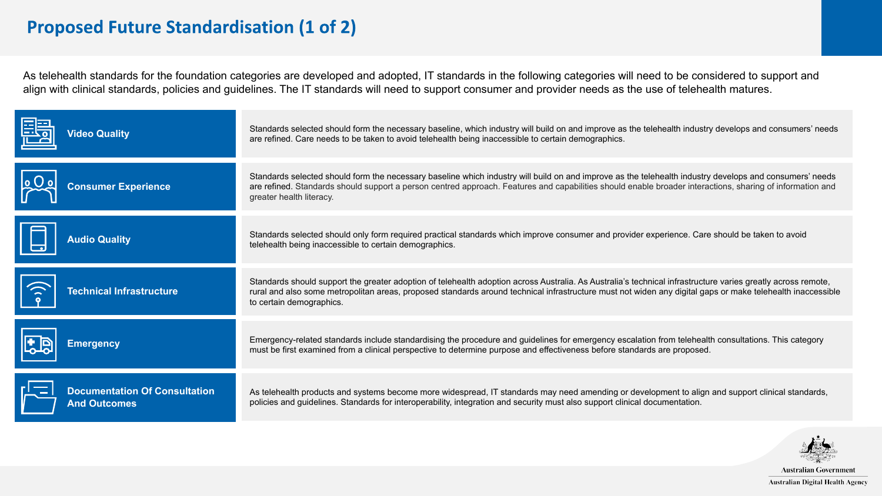# Proposed Future Standardisation (1 of 2)

As telehealth standards for the foundation categories are developed and adopted, IT standards in the following categories will need to be considered to support and align with clinical standards, policies and guidelines. The IT standards will need to support consumer and provider needs as the use of telehealth matures.

| Category | Description |
| --- | --- |
| **Video Quality** | Standards selected should form the necessary baseline, which industry will build on and improve as the telehealth industry develops and consumers' needs are refined. Care needs to be taken to avoid telehealth being inaccessible to certain demographics. |
| **Consumer Experience** | Standards selected should form the necessary baseline which industry will build on and improve as the telehealth industry develops and consumers' needs are refined. Standards should support a person centred approach. Features and capabilities should enable broader interactions, sharing of information and greater health literacy. |
| **Audio Quality** | Standards selected should only form required practical standards which improve consumer and provider experience. Care should be taken to avoid telehealth being inaccessible to certain demographics. |
| **Technical Infrastructure** | Standards should support the greater adoption of telehealth adoption across Australia. As Australia's technical infrastructure varies greatly across remote, rural and also some metropolitan areas, proposed standards around technical infrastructure must not widen any digital gaps or make telehealth inaccessible to certain demographics. |
| **Emergency** | Emergency-related standards include standardising the procedure and guidelines for emergency escalation from telehealth consultations. This category must be first examined from a clinical perspective to determine purpose and effectiveness before standards are proposed. |
| **Documentation Of Consultation And Outcomes** | As telehealth products and systems become more widespread, IT standards may need amending or development to align and support clinical standards, policies and guidelines. Standards for interoperability, integration and security must also support clinical documentation. |

Australian Government
Australian Digital Health Agency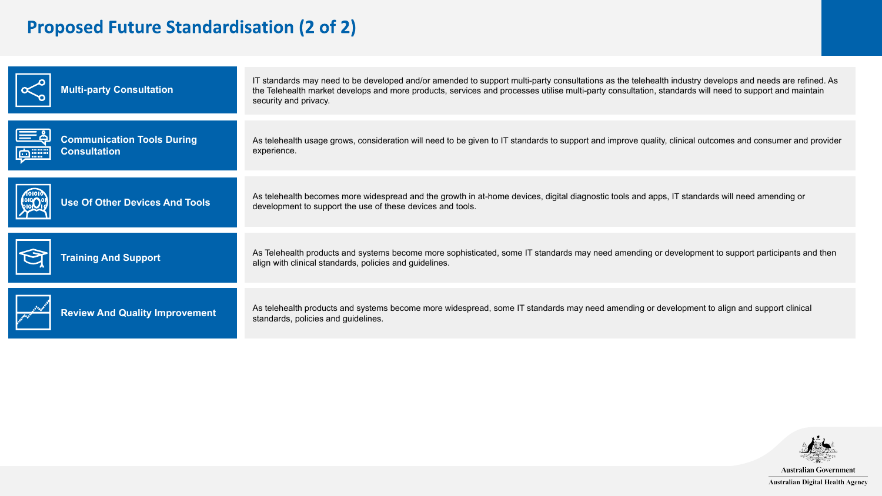# Proposed Future Standardisation (2 of 2)

| | |
|---|---|
| **Multi-party Consultation** | IT standards may need to be developed and/or amended to support multi-party consultations as the telehealth industry develops and needs are refined. As the Telehealth market develops and more products, services and processes utilise multi-party consultation, standards will need to support and maintain security and privacy. |
| **Communication Tools During Consultation** | As telehealth usage grows, consideration will need to be given to IT standards to support and improve quality, clinical outcomes and consumer and provider experience. |
| **Use Of Other Devices And Tools** | As telehealth becomes more widespread and the growth in at-home devices, digital diagnostic tools and apps, IT standards will need amending or development to support the use of these devices and tools. |
| **Training And Support** | As Telehealth products and systems become more sophisticated, some IT standards may need amending or development to support participants and then align with clinical standards, policies and guidelines. |
| **Review And Quality Improvement** | As telehealth products and systems become more widespread, some IT standards may need amending or development to align and support clinical standards, policies and guidelines. |

Australian Government
Australian Digital Health Agency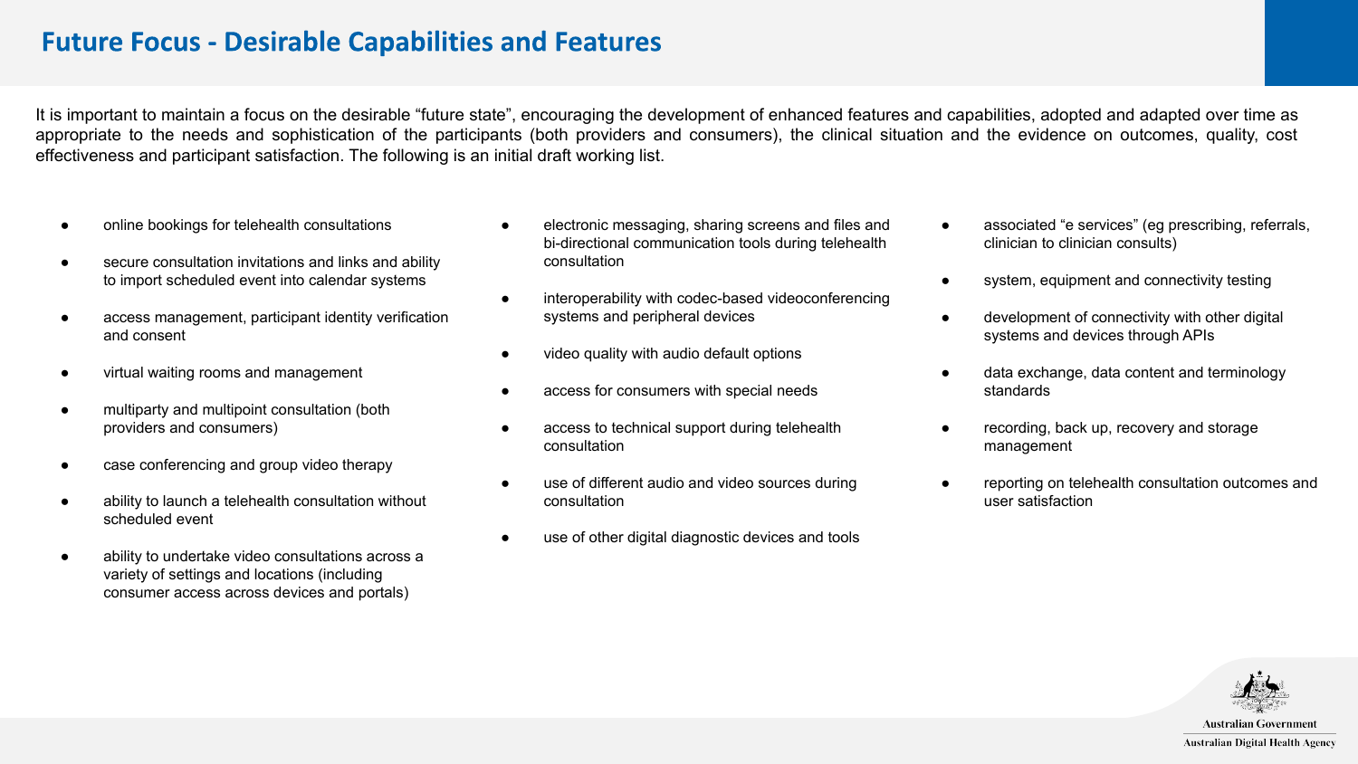# Future Focus - Desirable Capabilities and Features

It is important to maintain a focus on the desirable "future state", encouraging the development of enhanced features and capabilities, adopted and adapted over time as appropriate to the needs and sophistication of the participants (both providers and consumers), the clinical situation and the evidence on outcomes, quality, cost effectiveness and participant satisfaction. The following is an initial draft working list.

- online bookings for telehealth consultations
- secure consultation invitations and links and ability to import scheduled event into calendar systems
- access management, participant identity verification and consent
- virtual waiting rooms and management
- multiparty and multipoint consultation (both providers and consumers)
- case conferencing and group video therapy
- ability to launch a telehealth consultation without scheduled event
- ability to undertake video consultations across a variety of settings and locations (including consumer access across devices and portals)
- electronic messaging, sharing screens and files and bi-directional communication tools during telehealth consultation
- interoperability with codec-based videoconferencing systems and peripheral devices
- video quality with audio default options
- access for consumers with special needs
- access to technical support during telehealth consultation
- use of different audio and video sources during consultation
- use of other digital diagnostic devices and tools
- associated "e services" (eg prescribing, referrals, clinician to clinician consults)
- system, equipment and connectivity testing
- development of connectivity with other digital systems and devices through APIs
- data exchange, data content and terminology standards
- recording, back up, recovery and storage management
- reporting on telehealth consultation outcomes and user satisfaction